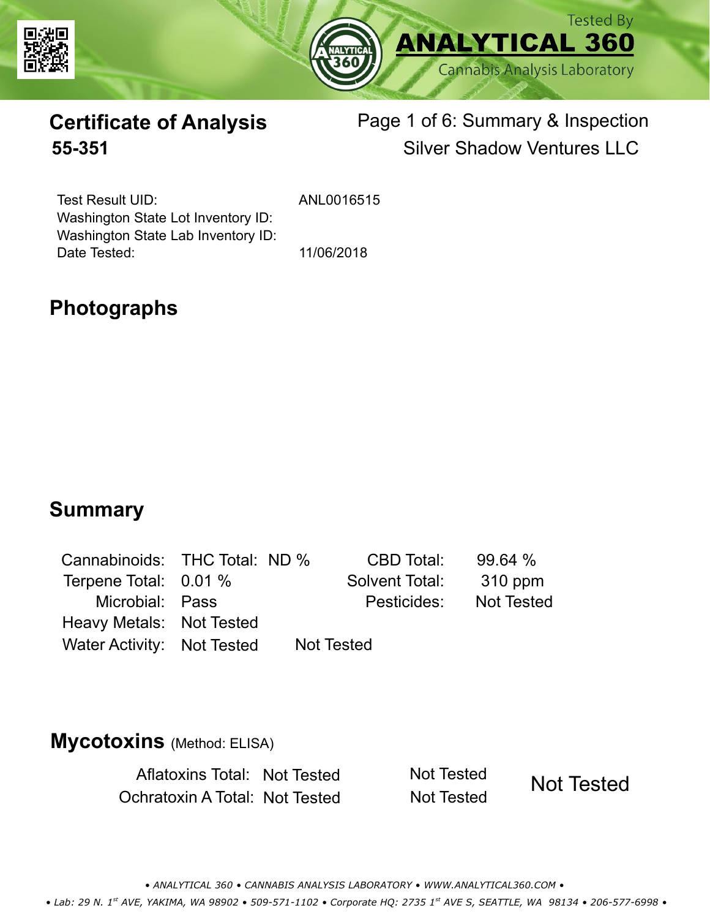Tested By
**ANALYTICAL 360**
Cannabis Analysis Laboratory

# Certificate of Analysis
## 55-351

Page 1 of 6: Summary & Inspection
Silver Shadow Ventures LLC

| | |
|---|---|
| Test Result UID: | ANL0016515 |
| Washington State Lot Inventory ID: | |
| Washington State Lab Inventory ID: | |
| Date Tested: | 11/06/2018 |

## Photographs

## Summary

| | | | |
|---|---|---|---|
| Cannabinoids: | THC Total: ND % | CBD Total: | 99.64 % |
| Terpene Total: | 0.01 % | Solvent Total: | 310 ppm |
| Microbial: | Pass | Pesticides: | Not Tested |
| Heavy Metals: | Not Tested | | |
| Water Activity: | Not Tested | Not Tested | |

## Mycotoxins (Method: ELISA)

| | | | |
|---|---|---|---|
| Aflatoxins Total: | Not Tested | Not Tested | Not Tested |
| Ochratoxin A Total: | Not Tested | Not Tested | |

• ANALYTICAL 360 • CANNABIS ANALYSIS LABORATORY • WWW.ANALYTICAL360.COM •

• Lab: 29 N. 1st AVE, YAKIMA, WA 98902 • 509-571-1102 • Corporate HQ: 2735 1st AVE S, SEATTLE, WA 98134 • 206-577-6998 •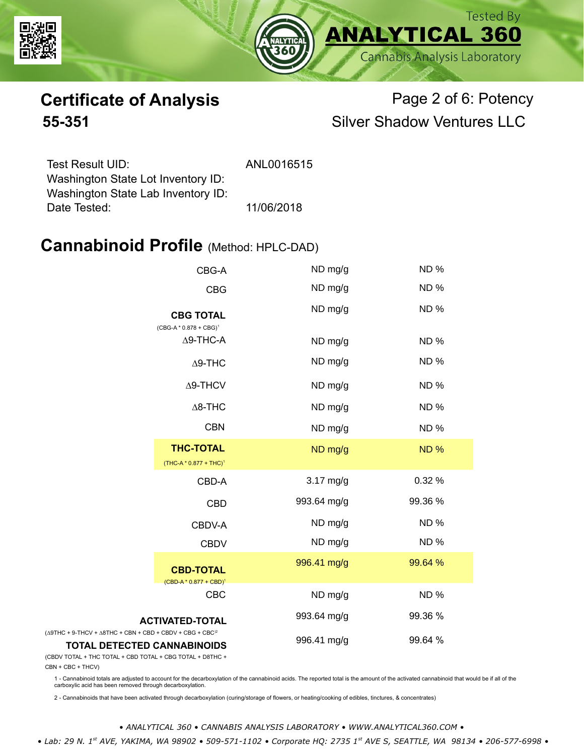# Certificate of Analysis

## 55-351

Page 2 of 6: Potency

Silver Shadow Ventures LLC

| | |
|---|---|
| Test Result UID: | ANL0016515 |
| Washington State Lot Inventory ID: | |
| Washington State Lab Inventory ID: | |
| Date Tested: | 11/06/2018 |

## Cannabinoid Profile (Method: HPLC-DAD)

| Cannabinoid | mg/g | % |
|---|---|---|
| CBG-A | ND mg/g | ND % |
| CBG | ND mg/g | ND % |
| **CBG TOTAL** (CBG-A * 0.878 + CBG)[1] | ND mg/g | ND % |
| Δ9-THC-A | ND mg/g | ND % |
| Δ9-THC | ND mg/g | ND % |
| Δ9-THCV | ND mg/g | ND % |
| Δ8-THC | ND mg/g | ND % |
| CBN | ND mg/g | ND % |
| **THC-TOTAL** (THC-A * 0.877 + THC)[1] | ND mg/g | ND % |
| CBD-A | 3.17 mg/g | 0.32 % |
| CBD | 993.64 mg/g | 99.36 % |
| CBDV-A | ND mg/g | ND % |
| CBDV | ND mg/g | ND % |
| **CBD-TOTAL** (CBD-A * 0.877 + CBD)[1] | 996.41 mg/g | 99.64 % |
| CBC | ND mg/g | ND % |
| **ACTIVATED-TOTAL** (Δ9THC + 9-THCV + Δ8THC + CBN + CBD + CBDV + CBG + CBC)[2] | 993.64 mg/g | 99.36 % |
| **TOTAL DETECTED CANNABINOIDS** (CBDV TOTAL + THC TOTAL + CBD TOTAL + CBG TOTAL + D8THC + CBN + CBC + THCV) | 996.41 mg/g | 99.64 % |

1 - Cannabinoid totals are adjusted to account for the decarboxylation of the cannabinoid acids. The reported total is the amount of the activated cannabinoid that would be if all of the carboxylic acid has been removed through decarboxylation.

2 - Cannabinoids that have been activated through decarboxylation (curing/storage of flowers, or heating/cooking of edibles, tinctures, & concentrates)

*• ANALYTICAL 360 • CANNABIS ANALYSIS LABORATORY • WWW.ANALYTICAL360.COM •*

*• Lab: 29 N. 1st AVE, YAKIMA, WA 98902 • 509-571-1102 • Corporate HQ: 2735 1st AVE S, SEATTLE, WA 98134 • 206-577-6998 •*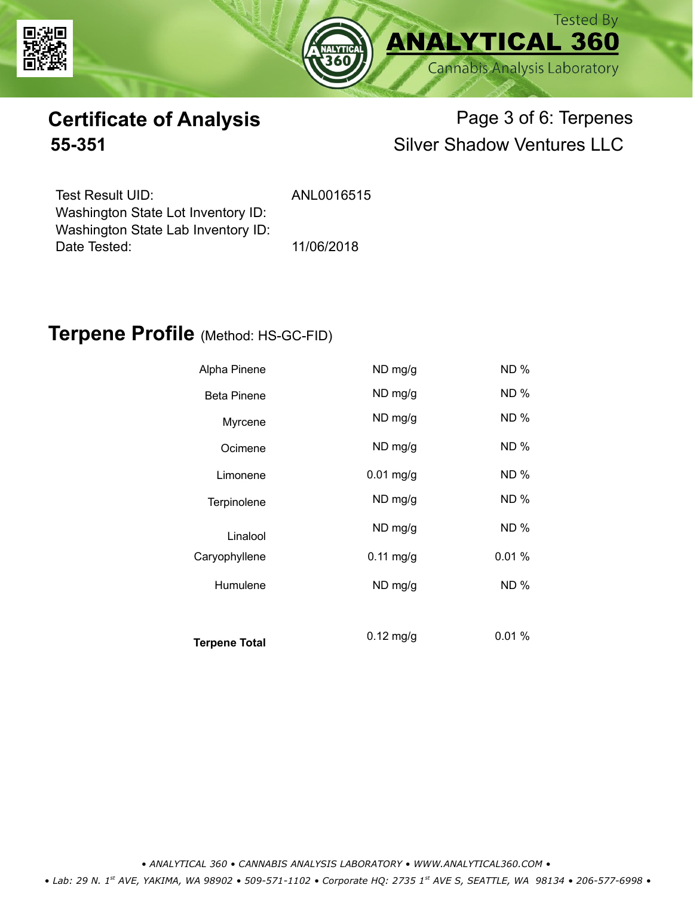# Certificate of Analysis

## 55-351

Page 3 of 6: Terpenes

Silver Shadow Ventures LLC

Test Result UID: ANL0016515
Washington State Lot Inventory ID:
Washington State Lab Inventory ID:
Date Tested: 11/06/2018

## Terpene Profile (Method: HS-GC-FID)

| Terpene | mg/g | % |
|---|---|---|
| Alpha Pinene | ND mg/g | ND % |
| Beta Pinene | ND mg/g | ND % |
| Myrcene | ND mg/g | ND % |
| Ocimene | ND mg/g | ND % |
| Limonene | 0.01 mg/g | ND % |
| Terpinolene | ND mg/g | ND % |
| Linalool | ND mg/g | ND % |
| Caryophyllene | 0.11 mg/g | 0.01 % |
| Humulene | ND mg/g | ND % |
| **Terpene Total** | 0.12 mg/g | 0.01 % |

• ANALYTICAL 360 • CANNABIS ANALYSIS LABORATORY • WWW.ANALYTICAL360.COM •

• Lab: 29 N. 1st AVE, YAKIMA, WA 98902 • 509-571-1102 • Corporate HQ: 2735 1st AVE S, SEATTLE, WA 98134 • 206-577-6998 •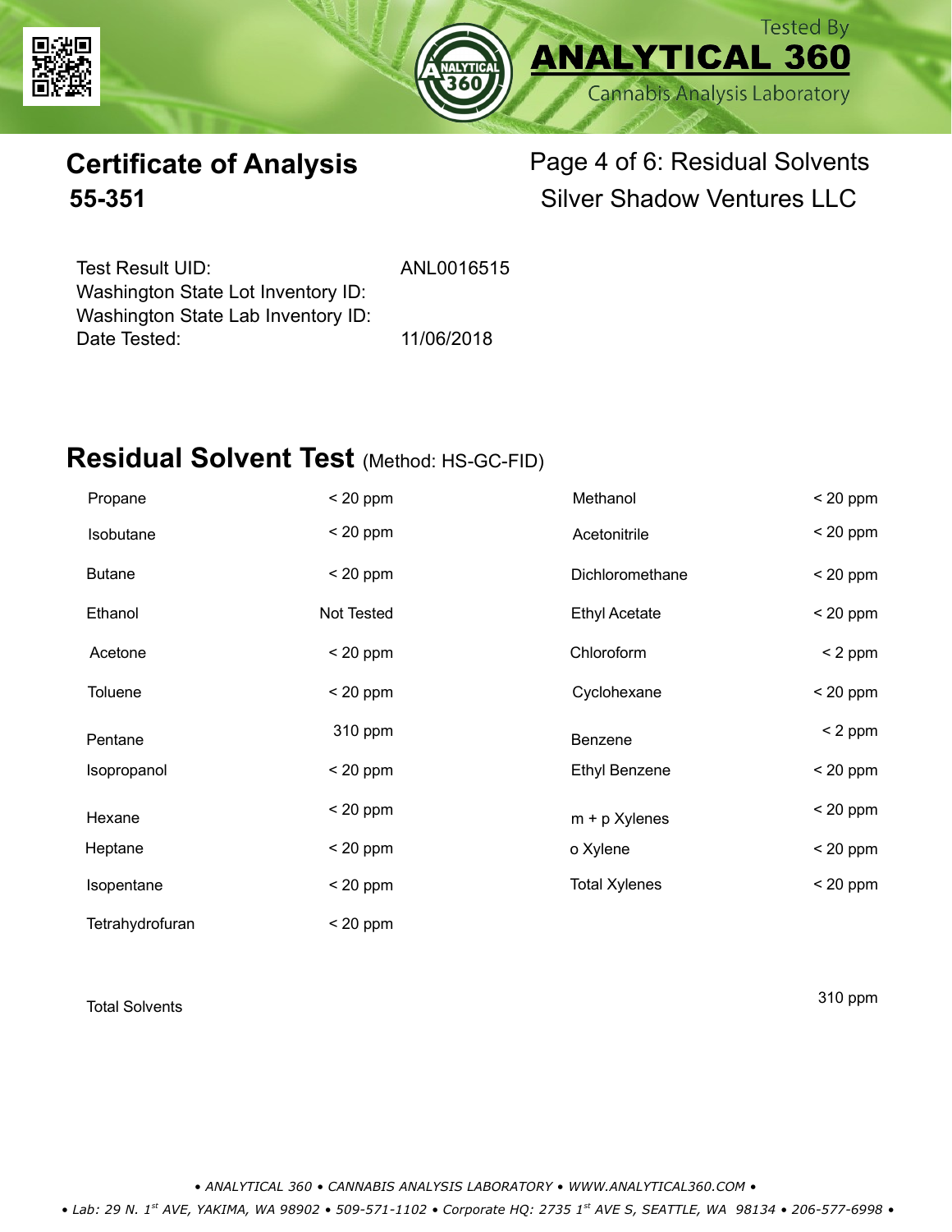# Certificate of Analysis

## 55-351

Page 4 of 6: Residual Solvents
Silver Shadow Ventures LLC

| | |
|---|---|
| Test Result UID: | ANL0016515 |
| Washington State Lot Inventory ID: | |
| Washington State Lab Inventory ID: | |
| Date Tested: | 11/06/2018 |

## Residual Solvent Test (Method: HS-GC-FID)

| Solvent | Result | Solvent | Result |
|---|---|---|---|
| Propane | < 20 ppm | Methanol | < 20 ppm |
| Isobutane | < 20 ppm | Acetonitrile | < 20 ppm |
| Butane | < 20 ppm | Dichloromethane | < 20 ppm |
| Ethanol | Not Tested | Ethyl Acetate | < 20 ppm |
| Acetone | < 20 ppm | Chloroform | < 2 ppm |
| Toluene | < 20 ppm | Cyclohexane | < 20 ppm |
| Pentane | 310 ppm | Benzene | < 2 ppm |
| Isopropanol | < 20 ppm | Ethyl Benzene | < 20 ppm |
| Hexane | < 20 ppm | m + p Xylenes | < 20 ppm |
| Heptane | < 20 ppm | o Xylene | < 20 ppm |
| Isopentane | < 20 ppm | Total Xylenes | < 20 ppm |
| Tetrahydrofuran | < 20 ppm | | |

Total Solvents: 310 ppm

*• ANALYTICAL 360 • CANNABIS ANALYSIS LABORATORY • WWW.ANALYTICAL360.COM •*

*• Lab: 29 N. 1st AVE, YAKIMA, WA 98902 • 509-571-1102 • Corporate HQ: 2735 1st AVE S, SEATTLE, WA 98134 • 206-577-6998 •*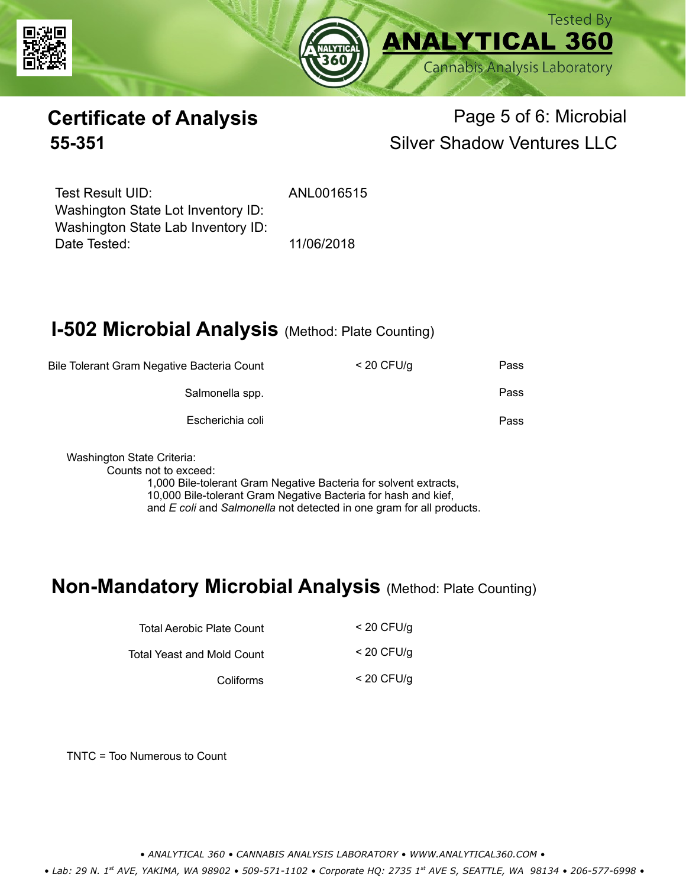# Certificate of Analysis

**55-351**

Page 5 of 6: Microbial

Silver Shadow Ventures LLC

| | |
|---|---|
| Test Result UID: | ANL0016515 |
| Washington State Lot Inventory ID: | |
| Washington State Lab Inventory ID: | |
| Date Tested: | 11/06/2018 |

## I-502 Microbial Analysis (Method: Plate Counting)

| Analyte | Result | Status |
|---|---|---|
| Bile Tolerant Gram Negative Bacteria Count | < 20 CFU/g | Pass |
| Salmonella spp. | | Pass |
| Escherichia coli | | Pass |

Washington State Criteria:

Counts not to exceed:

1,000 Bile-tolerant Gram Negative Bacteria for solvent extracts,
10,000 Bile-tolerant Gram Negative Bacteria for hash and kief,
and *E coli* and *Salmonella* not detected in one gram for all products.

## Non-Mandatory Microbial Analysis (Method: Plate Counting)

| Analyte | Result |
|---|---|
| Total Aerobic Plate Count | < 20 CFU/g |
| Total Yeast and Mold Count | < 20 CFU/g |
| Coliforms | < 20 CFU/g |

TNTC = Too Numerous to Count

• ANALYTICAL 360 • CANNABIS ANALYSIS LABORATORY • WWW.ANALYTICAL360.COM •

• Lab: 29 N. 1st AVE, YAKIMA, WA 98902 • 509-571-1102 • Corporate HQ: 2735 1st AVE S, SEATTLE, WA 98134 • 206-577-6998 •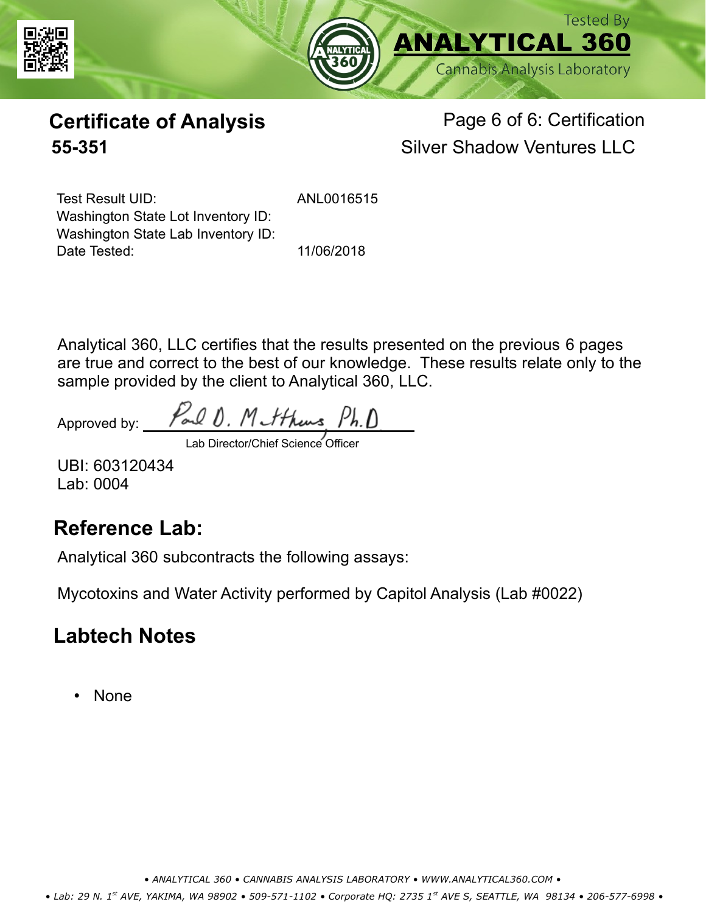Tested By

**ANALYTICAL 360**

Cannabis Analysis Laboratory

# Certificate of Analysis

## 55-351

Page 6 of 6: Certification

Silver Shadow Ventures LLC

| | |
|---|---|
| Test Result UID: | ANL0016515 |
| Washington State Lot Inventory ID: | |
| Washington State Lab Inventory ID: | |
| Date Tested: | 11/06/2018 |

Analytical 360, LLC certifies that the results presented on the previous 6 pages are true and correct to the best of our knowledge. These results relate only to the sample provided by the client to Analytical 360, LLC.

Approved by: Paul D. Matthews, Ph.D

Lab Director/Chief Science Officer

UBI: 603120434

Lab: 0004

## Reference Lab:

Analytical 360 subcontracts the following assays:

Mycotoxins and Water Activity performed by Capitol Analysis (Lab #0022)

## Labtech Notes

- None

*• ANALYTICAL 360 • CANNABIS ANALYSIS LABORATORY • WWW.ANALYTICAL360.COM •*

*• Lab: 29 N. 1st AVE, YAKIMA, WA 98902 • 509-571-1102 • Corporate HQ: 2735 1st AVE S, SEATTLE, WA 98134 • 206-577-6998 •*